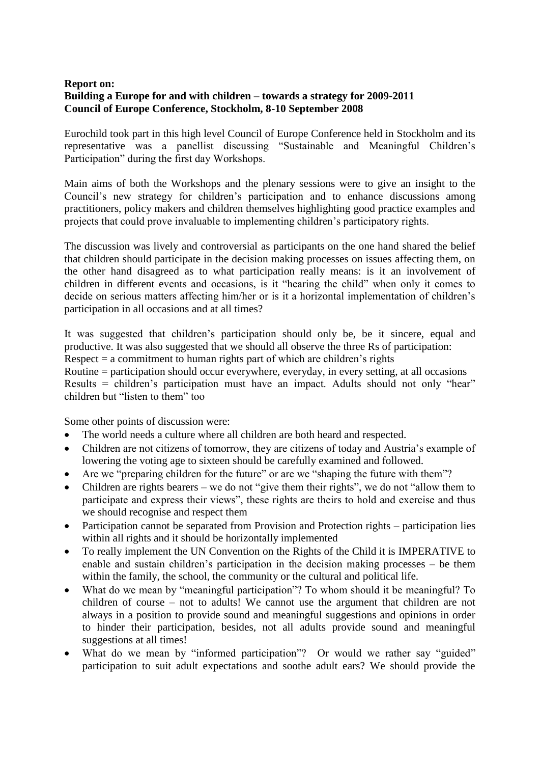**Report on:**
**Building a Europe for and with children – towards a strategy for 2009-2011**
**Council of Europe Conference, Stockholm, 8-10 September 2008**

Eurochild took part in this high level Council of Europe Conference held in Stockholm and its representative was a panellist discussing "Sustainable and Meaningful Children's Participation" during the first day Workshops.

Main aims of both the Workshops and the plenary sessions were to give an insight to the Council's new strategy for children's participation and to enhance discussions among practitioners, policy makers and children themselves highlighting good practice examples and projects that could prove invaluable to implementing children's participatory rights.

The discussion was lively and controversial as participants on the one hand shared the belief that children should participate in the decision making processes on issues affecting them, on the other hand disagreed as to what participation really means: is it an involvement of children in different events and occasions, is it "hearing the child" when only it comes to decide on serious matters affecting him/her or is it a horizontal implementation of children's participation in all occasions and at all times?

It was suggested that children's participation should only be, be it sincere, equal and productive. It was also suggested that we should all observe the three Rs of participation:
Respect = a commitment to human rights part of which are children's rights
Routine = participation should occur everywhere, everyday, in every setting, at all occasions
Results = children's participation must have an impact. Adults should not only "hear" children but "listen to them" too

Some other points of discussion were:

- The world needs a culture where all children are both heard and respected.
- Children are not citizens of tomorrow, they are citizens of today and Austria's example of lowering the voting age to sixteen should be carefully examined and followed.
- Are we "preparing children for the future" or are we "shaping the future with them"?
- Children are rights bearers – we do not "give them their rights", we do not "allow them to participate and express their views", these rights are theirs to hold and exercise and thus we should recognise and respect them
- Participation cannot be separated from Provision and Protection rights – participation lies within all rights and it should be horizontally implemented
- To really implement the UN Convention on the Rights of the Child it is IMPERATIVE to enable and sustain children's participation in the decision making processes – be them within the family, the school, the community or the cultural and political life.
- What do we mean by "meaningful participation"? To whom should it be meaningful? To children of course – not to adults! We cannot use the argument that children are not always in a position to provide sound and meaningful suggestions and opinions in order to hinder their participation, besides, not all adults provide sound and meaningful suggestions at all times!
- What do we mean by "informed participation"? Or would we rather say "guided" participation to suit adult expectations and soothe adult ears? We should provide the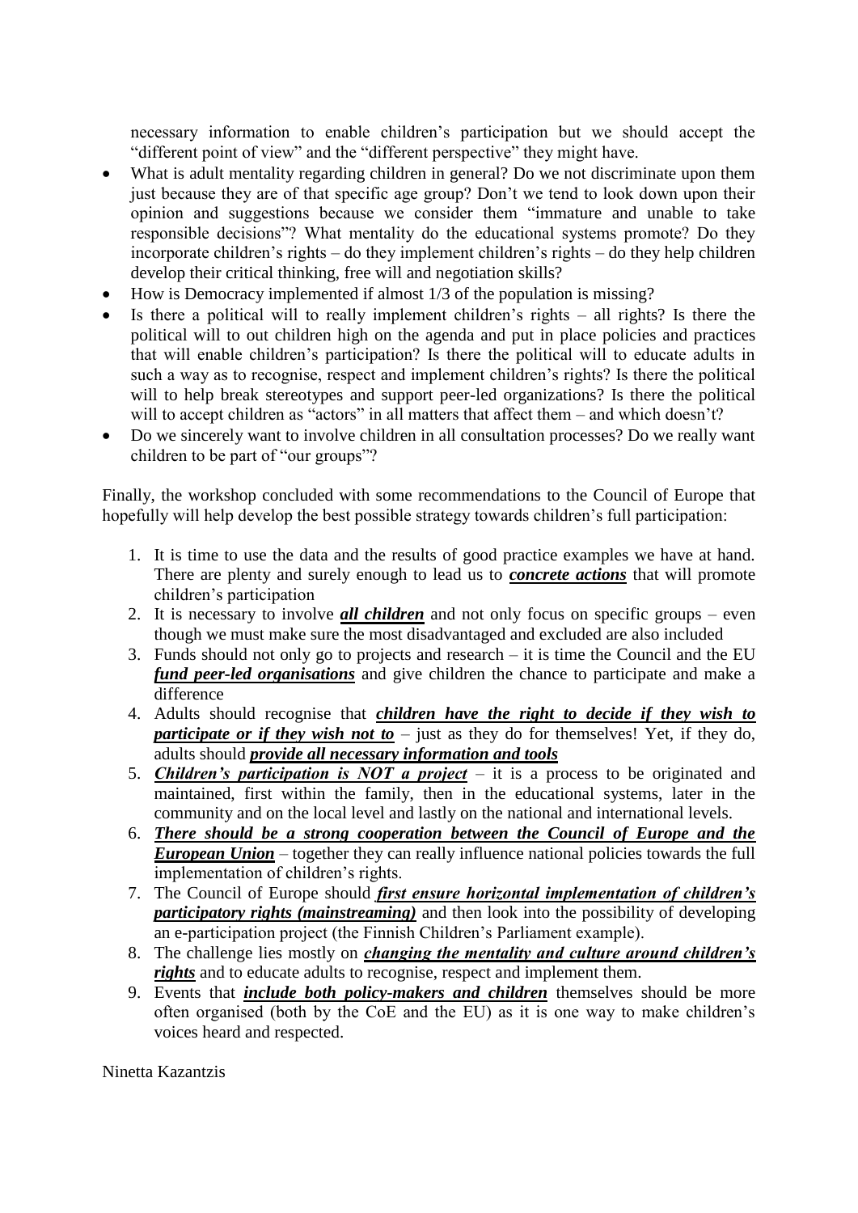necessary information to enable children's participation but we should accept the "different point of view" and the "different perspective" they might have.

- What is adult mentality regarding children in general? Do we not discriminate upon them just because they are of that specific age group? Don't we tend to look down upon their opinion and suggestions because we consider them "immature and unable to take responsible decisions"? What mentality do the educational systems promote? Do they incorporate children's rights – do they implement children's rights – do they help children develop their critical thinking, free will and negotiation skills?
- How is Democracy implemented if almost 1/3 of the population is missing?
- Is there a political will to really implement children's rights – all rights? Is there the political will to out children high on the agenda and put in place policies and practices that will enable children's participation? Is there the political will to educate adults in such a way as to recognise, respect and implement children's rights? Is there the political will to help break stereotypes and support peer-led organizations? Is there the political will to accept children as "actors" in all matters that affect them – and which doesn't?
- Do we sincerely want to involve children in all consultation processes? Do we really want children to be part of "our groups"?

Finally, the workshop concluded with some recommendations to the Council of Europe that hopefully will help develop the best possible strategy towards children's full participation:

1. It is time to use the data and the results of good practice examples we have at hand. There are plenty and surely enough to lead us to ***<u>concrete actions</u>*** that will promote children's participation
2. It is necessary to involve ***<u>all children</u>*** and not only focus on specific groups – even though we must make sure the most disadvantaged and excluded are also included
3. Funds should not only go to projects and research – it is time the Council and the EU ***<u>fund peer-led organisations</u>*** and give children the chance to participate and make a difference
4. Adults should recognise that ***<u>children have the right to decide if they wish to participate or if they wish not to</u>*** – just as they do for themselves! Yet, if they do, adults should ***<u>provide all necessary information and tools</u>***
5. ***<u>Children's participation is NOT a project</u>*** – it is a process to be originated and maintained, first within the family, then in the educational systems, later in the community and on the local level and lastly on the national and international levels.
6. ***<u>There should be a strong cooperation between the Council of Europe and the European Union</u>*** – together they can really influence national policies towards the full implementation of children's rights.
7. The Council of Europe should ***<u>first ensure horizontal implementation of children's participatory rights (mainstreaming)</u>*** and then look into the possibility of developing an e-participation project (the Finnish Children's Parliament example).
8. The challenge lies mostly on ***<u>changing the mentality and culture around children's rights</u>*** and to educate adults to recognise, respect and implement them.
9. Events that ***<u>include both policy-makers and children</u>*** themselves should be more often organised (both by the CoE and the EU) as it is one way to make children's voices heard and respected.

Ninetta Kazantzis